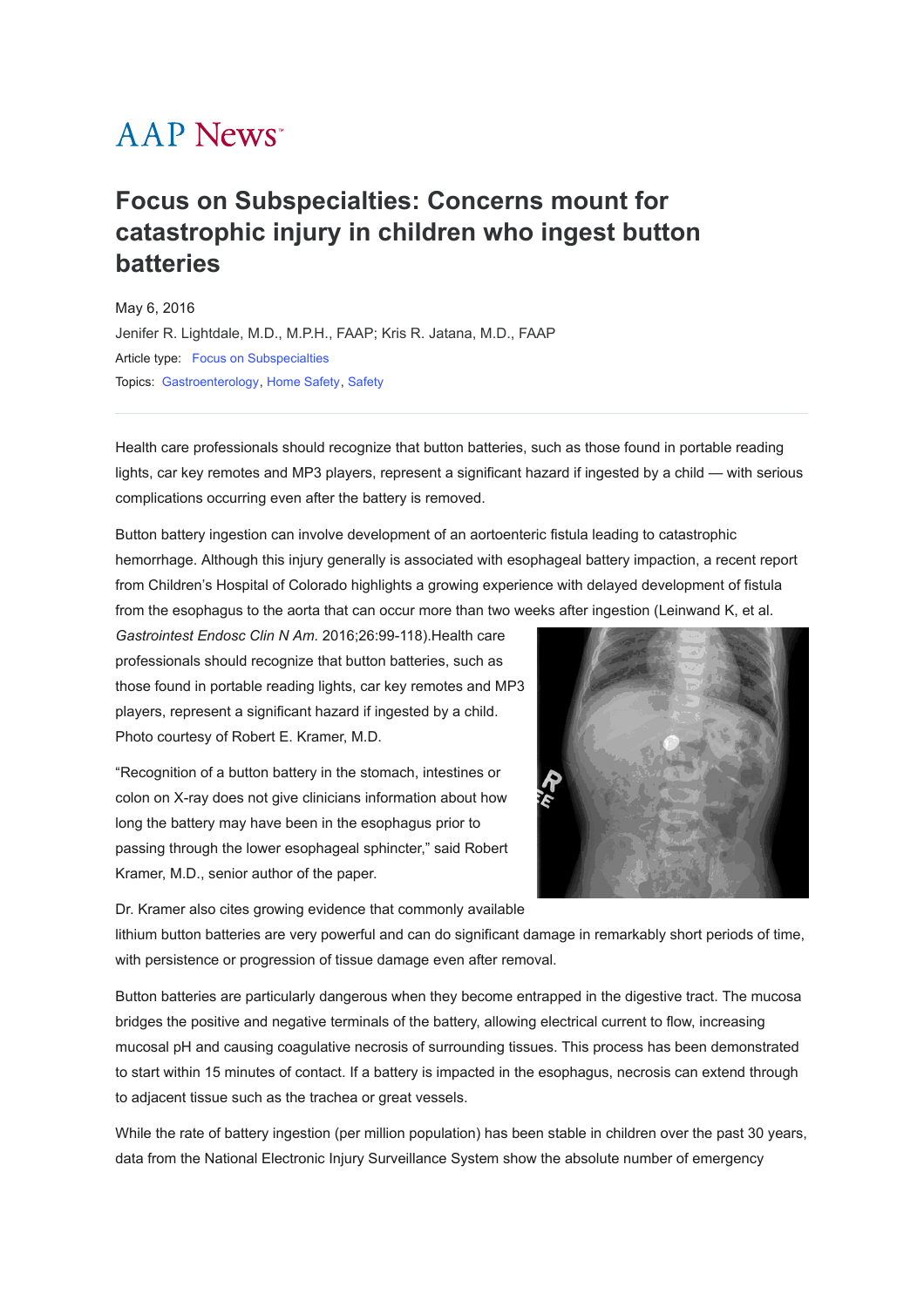# AAP News

## Focus on Subspecialties: Concerns mount for catastrophic injury in children who ingest button batteries

May 6, 2016

Jenifer R. Lightdale, M.D., M.P.H., FAAP; Kris R. Jatana, M.D., FAAP

Article type: Focus on Subspecialties

Topics: Gastroenterology, Home Safety, Safety

---

Health care professionals should recognize that button batteries, such as those found in portable reading lights, car key remotes and MP3 players, represent a significant hazard if ingested by a child — with serious complications occurring even after the battery is removed.

Button battery ingestion can involve development of an aortoenteric fistula leading to catastrophic hemorrhage. Although this injury generally is associated with esophageal battery impaction, a recent report from Children's Hospital of Colorado highlights a growing experience with delayed development of fistula from the esophagus to the aorta that can occur more than two weeks after ingestion (Leinwand K, et al. *Gastrointest Endosc Clin N Am.* 2016;26:99-118).

Health care professionals should recognize that button batteries, such as those found in portable reading lights, car key remotes and MP3 players, represent a significant hazard if ingested by a child. Photo courtesy of Robert E. Kramer, M.D.

"Recognition of a button battery in the stomach, intestines or colon on X-ray does not give clinicians information about how long the battery may have been in the esophagus prior to passing through the lower esophageal sphincter," said Robert Kramer, M.D., senior author of the paper.

Dr. Kramer also cites growing evidence that commonly available lithium button batteries are very powerful and can do significant damage in remarkably short periods of time, with persistence or progression of tissue damage even after removal.

Button batteries are particularly dangerous when they become entrapped in the digestive tract. The mucosa bridges the positive and negative terminals of the battery, allowing electrical current to flow, increasing mucosal pH and causing coagulative necrosis of surrounding tissues. This process has been demonstrated to start within 15 minutes of contact. If a battery is impacted in the esophagus, necrosis can extend through to adjacent tissue such as the trachea or great vessels.

While the rate of battery ingestion (per million population) has been stable in children over the past 30 years, data from the National Electronic Injury Surveillance System show the absolute number of emergency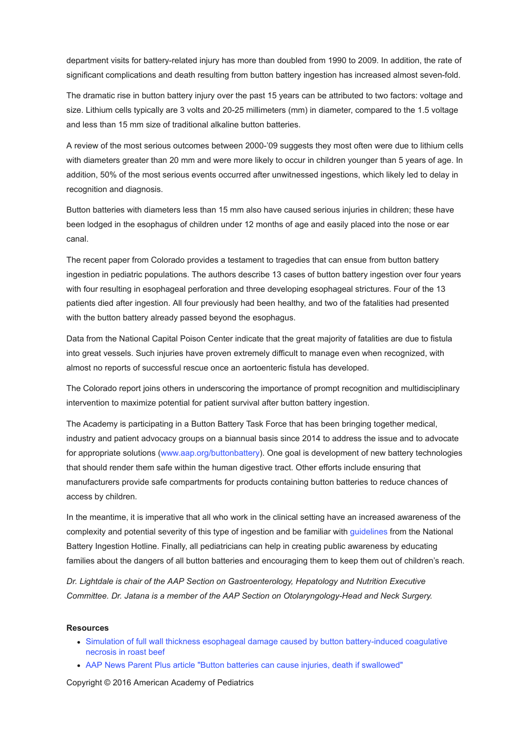department visits for battery-related injury has more than doubled from 1990 to 2009. In addition, the rate of significant complications and death resulting from button battery ingestion has increased almost seven-fold.

The dramatic rise in button battery injury over the past 15 years can be attributed to two factors: voltage and size. Lithium cells typically are 3 volts and 20-25 millimeters (mm) in diameter, compared to the 1.5 voltage and less than 15 mm size of traditional alkaline button batteries.

A review of the most serious outcomes between 2000-'09 suggests they most often were due to lithium cells with diameters greater than 20 mm and were more likely to occur in children younger than 5 years of age. In addition, 50% of the most serious events occurred after unwitnessed ingestions, which likely led to delay in recognition and diagnosis.

Button batteries with diameters less than 15 mm also have caused serious injuries in children; these have been lodged in the esophagus of children under 12 months of age and easily placed into the nose or ear canal.

The recent paper from Colorado provides a testament to tragedies that can ensue from button battery ingestion in pediatric populations. The authors describe 13 cases of button battery ingestion over four years with four resulting in esophageal perforation and three developing esophageal strictures. Four of the 13 patients died after ingestion. All four previously had been healthy, and two of the fatalities had presented with the button battery already passed beyond the esophagus.

Data from the National Capital Poison Center indicate that the great majority of fatalities are due to fistula into great vessels. Such injuries have proven extremely difficult to manage even when recognized, with almost no reports of successful rescue once an aortoenteric fistula has developed.

The Colorado report joins others in underscoring the importance of prompt recognition and multidisciplinary intervention to maximize potential for patient survival after button battery ingestion.

The Academy is participating in a Button Battery Task Force that has been bringing together medical, industry and patient advocacy groups on a biannual basis since 2014 to address the issue and to advocate for appropriate solutions (www.aap.org/buttonbattery). One goal is development of new battery technologies that should render them safe within the human digestive tract. Other efforts include ensuring that manufacturers provide safe compartments for products containing button batteries to reduce chances of access by children.

In the meantime, it is imperative that all who work in the clinical setting have an increased awareness of the complexity and potential severity of this type of ingestion and be familiar with guidelines from the National Battery Ingestion Hotline. Finally, all pediatricians can help in creating public awareness by educating families about the dangers of all button batteries and encouraging them to keep them out of children's reach.

*Dr. Lightdale is chair of the AAP Section on Gastroenterology, Hepatology and Nutrition Executive Committee. Dr. Jatana is a member of the AAP Section on Otolaryngology-Head and Neck Surgery.*

**Resources**

- Simulation of full wall thickness esophageal damage caused by button battery-induced coagulative necrosis in roast beef
- AAP News Parent Plus article "Button batteries can cause injuries, death if swallowed"

Copyright © 2016 American Academy of Pediatrics